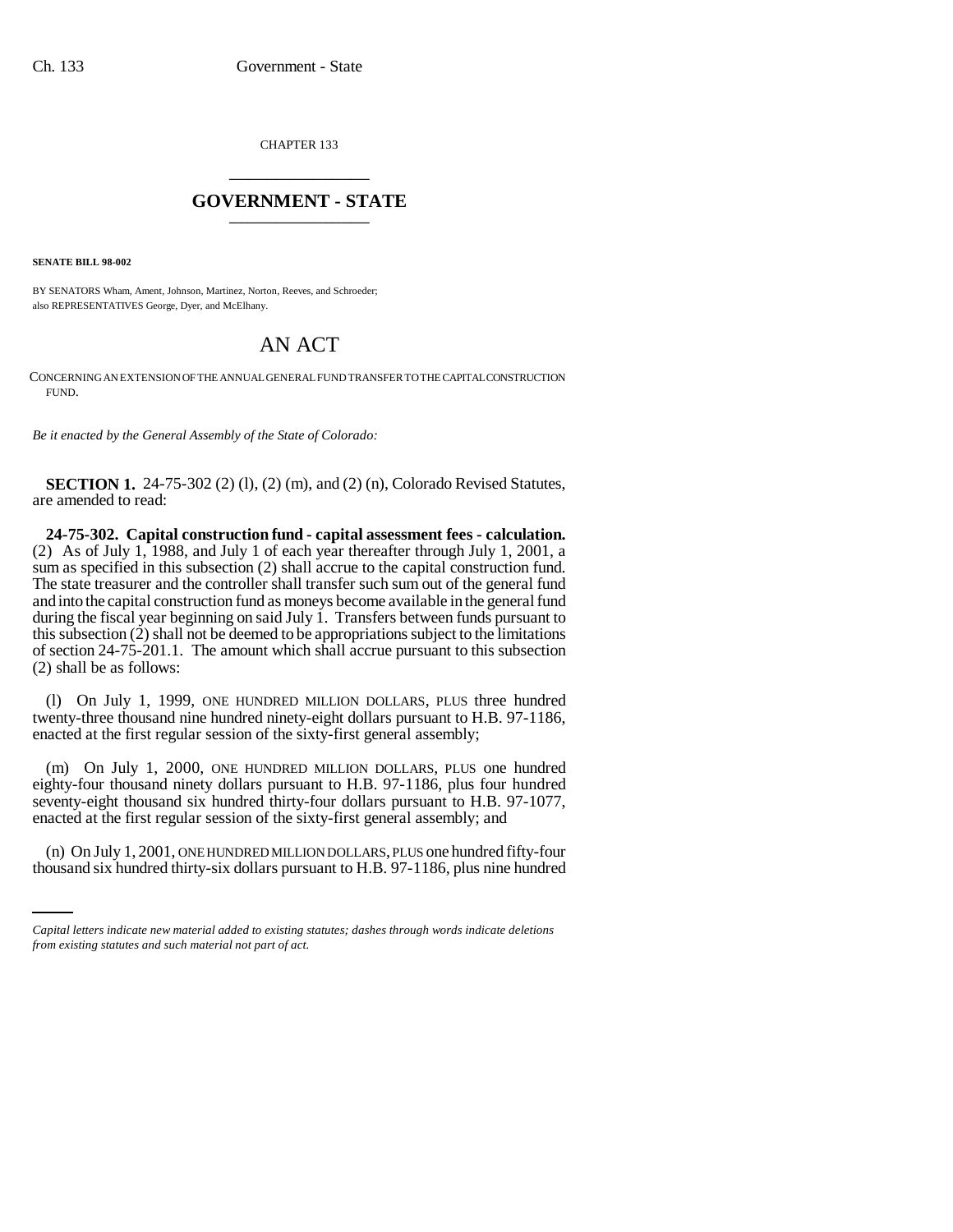CHAPTER 133

## GOVERNMENT - STATE

**SENATE BILL 98-002**

BY SENATORS Wham, Ament, Johnson, Martinez, Norton, Reeves, and Schroeder; also REPRESENTATIVES George, Dyer, and McElhany.

# AN ACT

CONCERNING AN EXTENSION OF THE ANNUAL GENERAL FUND TRANSFER TO THE CAPITAL CONSTRUCTION FUND.

*Be it enacted by the General Assembly of the State of Colorado:*

**SECTION 1.** 24-75-302 (2) (l), (2) (m), and (2) (n), Colorado Revised Statutes, are amended to read:

**24-75-302. Capital construction fund - capital assessment fees - calculation.** (2) As of July 1, 1988, and July 1 of each year thereafter through July 1, 2001, a sum as specified in this subsection (2) shall accrue to the capital construction fund. The state treasurer and the controller shall transfer such sum out of the general fund and into the capital construction fund as moneys become available in the general fund during the fiscal year beginning on said July 1. Transfers between funds pursuant to this subsection (2) shall not be deemed to be appropriations subject to the limitations of section 24-75-201.1. The amount which shall accrue pursuant to this subsection (2) shall be as follows:

(l) On July 1, 1999, ONE HUNDRED MILLION DOLLARS, PLUS three hundred twenty-three thousand nine hundred ninety-eight dollars pursuant to H.B. 97-1186, enacted at the first regular session of the sixty-first general assembly;

(m) On July 1, 2000, ONE HUNDRED MILLION DOLLARS, PLUS one hundred eighty-four thousand ninety dollars pursuant to H.B. 97-1186, plus four hundred seventy-eight thousand six hundred thirty-four dollars pursuant to H.B. 97-1077, enacted at the first regular session of the sixty-first general assembly; and

(n) On July 1, 2001, ONE HUNDRED MILLION DOLLARS, PLUS one hundred fifty-four thousand six hundred thirty-six dollars pursuant to H.B. 97-1186, plus nine hundred

*Capital letters indicate new material added to existing statutes; dashes through words indicate deletions from existing statutes and such material not part of act.*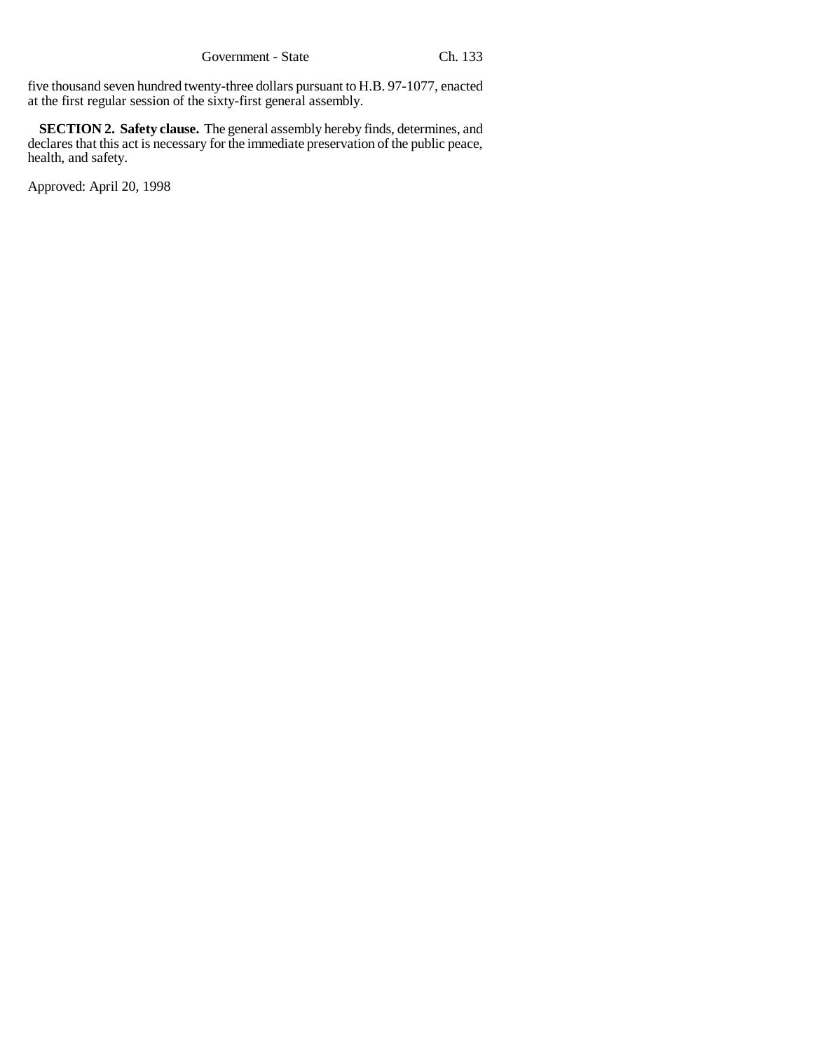five thousand seven hundred twenty-three dollars pursuant to H.B. 97-1077, enacted at the first regular session of the sixty-first general assembly.

**SECTION 2. Safety clause.** The general assembly hereby finds, determines, and declares that this act is necessary for the immediate preservation of the public peace, health, and safety.

Approved: April 20, 1998